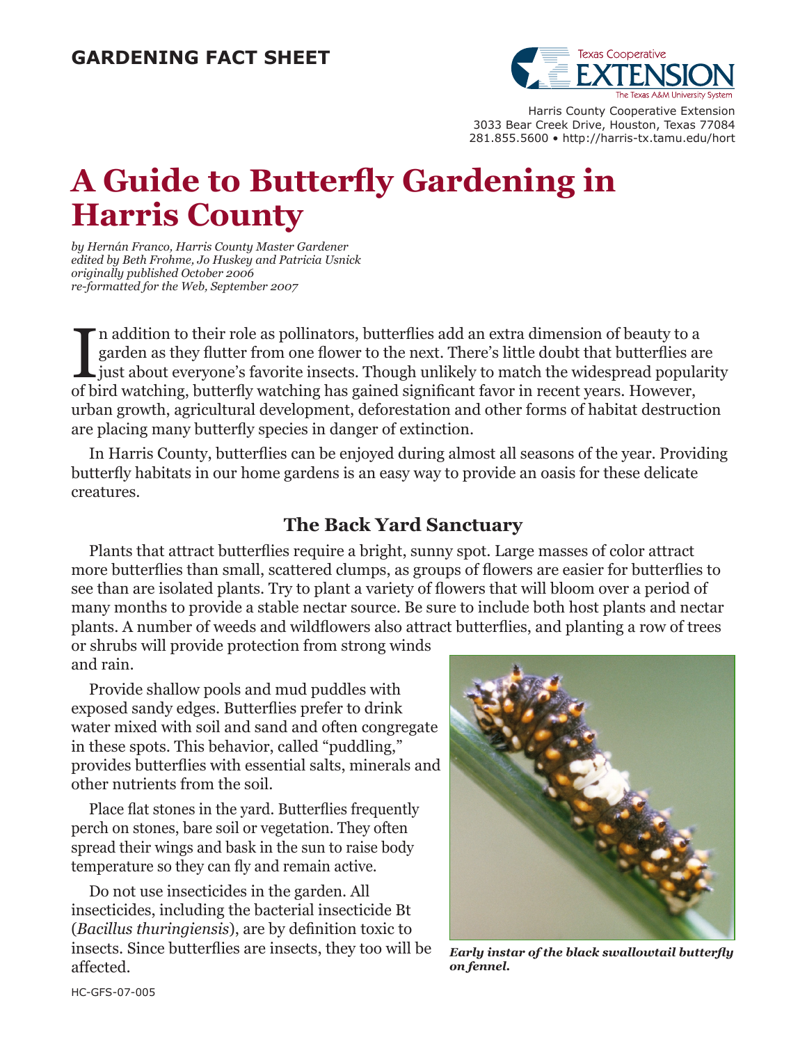**GARDENING FACT SHEET**

Harris County Cooperative Extension
3033 Bear Creek Drive, Houston, Texas 77084
281.855.5600 • http://harris-tx.tamu.edu/hort

# A Guide to Butterfly Gardening in Harris County

*by Hernán Franco, Harris County Master Gardener*
*edited by Beth Frohme, Jo Huskey and Patricia Usnick*
*originally published October 2006*
*re-formatted for the Web, September 2007*

In addition to their role as pollinators, butterflies add an extra dimension of beauty to a garden as they flutter from one flower to the next. There's little doubt that butterflies are just about everyone's favorite insects. Though unlikely to match the widespread popularity of bird watching, butterfly watching has gained significant favor in recent years. However, urban growth, agricultural development, deforestation and other forms of habitat destruction are placing many butterfly species in danger of extinction.

In Harris County, butterflies can be enjoyed during almost all seasons of the year. Providing butterfly habitats in our home gardens is an easy way to provide an oasis for these delicate creatures.

## The Back Yard Sanctuary

Plants that attract butterflies require a bright, sunny spot. Large masses of color attract more butterflies than small, scattered clumps, as groups of flowers are easier for butterflies to see than are isolated plants. Try to plant a variety of flowers that will bloom over a period of many months to provide a stable nectar source. Be sure to include both host plants and nectar plants. A number of weeds and wildflowers also attract butterflies, and planting a row of trees or shrubs will provide protection from strong winds and rain.

Provide shallow pools and mud puddles with exposed sandy edges. Butterflies prefer to drink water mixed with soil and sand and often congregate in these spots. This behavior, called "puddling," provides butterflies with essential salts, minerals and other nutrients from the soil.

Place flat stones in the yard. Butterflies frequently perch on stones, bare soil or vegetation. They often spread their wings and bask in the sun to raise body temperature so they can fly and remain active.

Do not use insecticides in the garden. All insecticides, including the bacterial insecticide Bt (*Bacillus thuringiensis*), are by definition toxic to insects. Since butterflies are insects, they too will be affected.

***Early instar of the black swallowtail butterfly on fennel.***

HC-GFS-07-005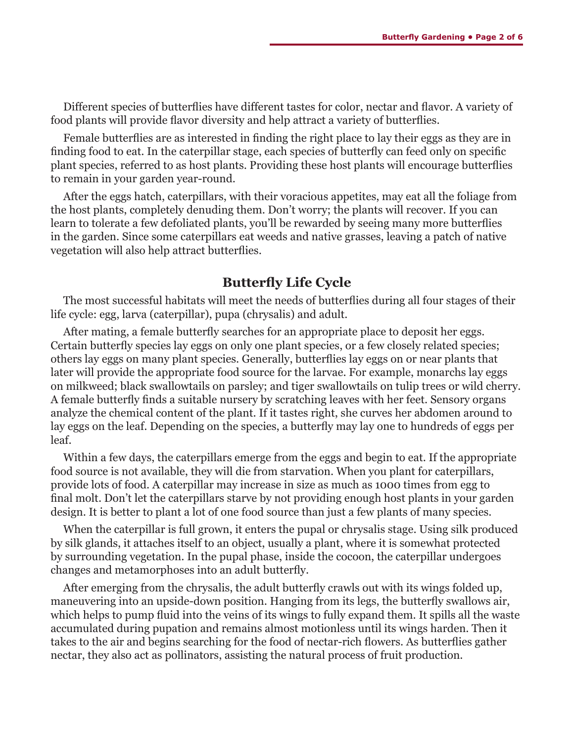Different species of butterflies have different tastes for color, nectar and flavor. A variety of food plants will provide flavor diversity and help attract a variety of butterflies.

Female butterflies are as interested in finding the right place to lay their eggs as they are in finding food to eat. In the caterpillar stage, each species of butterfly can feed only on specific plant species, referred to as host plants. Providing these host plants will encourage butterflies to remain in your garden year-round.

After the eggs hatch, caterpillars, with their voracious appetites, may eat all the foliage from the host plants, completely denuding them. Don't worry; the plants will recover. If you can learn to tolerate a few defoliated plants, you'll be rewarded by seeing many more butterflies in the garden. Since some caterpillars eat weeds and native grasses, leaving a patch of native vegetation will also help attract butterflies.

## Butterfly Life Cycle

The most successful habitats will meet the needs of butterflies during all four stages of their life cycle: egg, larva (caterpillar), pupa (chrysalis) and adult.

After mating, a female butterfly searches for an appropriate place to deposit her eggs. Certain butterfly species lay eggs on only one plant species, or a few closely related species; others lay eggs on many plant species. Generally, butterflies lay eggs on or near plants that later will provide the appropriate food source for the larvae. For example, monarchs lay eggs on milkweed; black swallowtails on parsley; and tiger swallowtails on tulip trees or wild cherry. A female butterfly finds a suitable nursery by scratching leaves with her feet. Sensory organs analyze the chemical content of the plant. If it tastes right, she curves her abdomen around to lay eggs on the leaf. Depending on the species, a butterfly may lay one to hundreds of eggs per leaf.

Within a few days, the caterpillars emerge from the eggs and begin to eat. If the appropriate food source is not available, they will die from starvation. When you plant for caterpillars, provide lots of food. A caterpillar may increase in size as much as 1000 times from egg to final molt. Don't let the caterpillars starve by not providing enough host plants in your garden design. It is better to plant a lot of one food source than just a few plants of many species.

When the caterpillar is full grown, it enters the pupal or chrysalis stage. Using silk produced by silk glands, it attaches itself to an object, usually a plant, where it is somewhat protected by surrounding vegetation. In the pupal phase, inside the cocoon, the caterpillar undergoes changes and metamorphoses into an adult butterfly.

After emerging from the chrysalis, the adult butterfly crawls out with its wings folded up, maneuvering into an upside-down position. Hanging from its legs, the butterfly swallows air, which helps to pump fluid into the veins of its wings to fully expand them. It spills all the waste accumulated during pupation and remains almost motionless until its wings harden. Then it takes to the air and begins searching for the food of nectar-rich flowers. As butterflies gather nectar, they also act as pollinators, assisting the natural process of fruit production.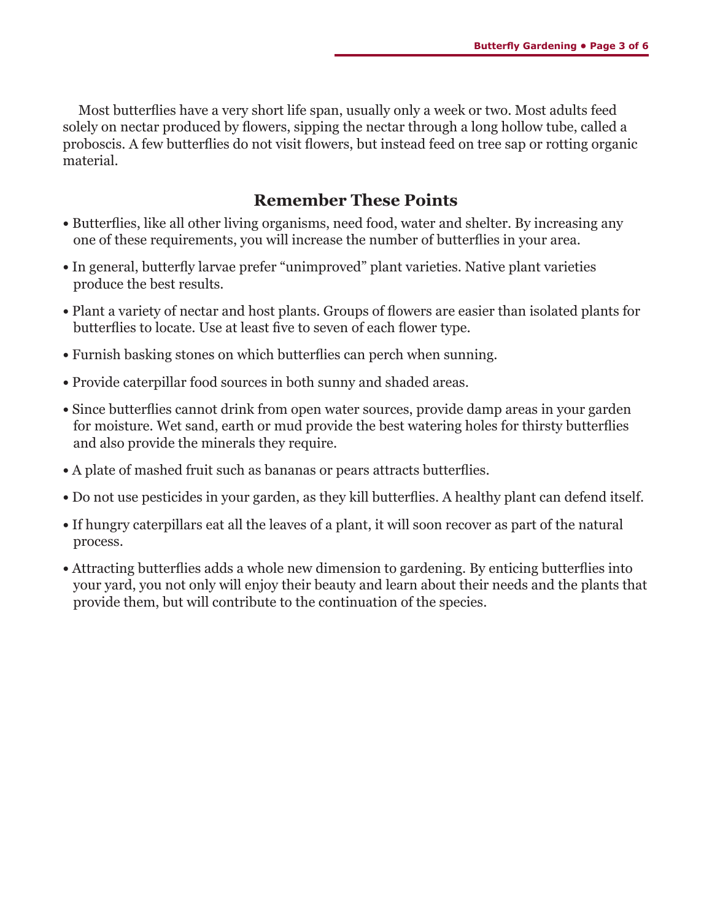Most butterflies have a very short life span, usually only a week or two. Most adults feed solely on nectar produced by flowers, sipping the nectar through a long hollow tube, called a proboscis. A few butterflies do not visit flowers, but instead feed on tree sap or rotting organic material.

## Remember These Points

- Butterflies, like all other living organisms, need food, water and shelter. By increasing any one of these requirements, you will increase the number of butterflies in your area.
- In general, butterfly larvae prefer "unimproved" plant varieties. Native plant varieties produce the best results.
- Plant a variety of nectar and host plants. Groups of flowers are easier than isolated plants for butterflies to locate. Use at least five to seven of each flower type.
- Furnish basking stones on which butterflies can perch when sunning.
- Provide caterpillar food sources in both sunny and shaded areas.
- Since butterflies cannot drink from open water sources, provide damp areas in your garden for moisture. Wet sand, earth or mud provide the best watering holes for thirsty butterflies and also provide the minerals they require.
- A plate of mashed fruit such as bananas or pears attracts butterflies.
- Do not use pesticides in your garden, as they kill butterflies. A healthy plant can defend itself.
- If hungry caterpillars eat all the leaves of a plant, it will soon recover as part of the natural process.
- Attracting butterflies adds a whole new dimension to gardening. By enticing butterflies into your yard, you not only will enjoy their beauty and learn about their needs and the plants that provide them, but will contribute to the continuation of the species.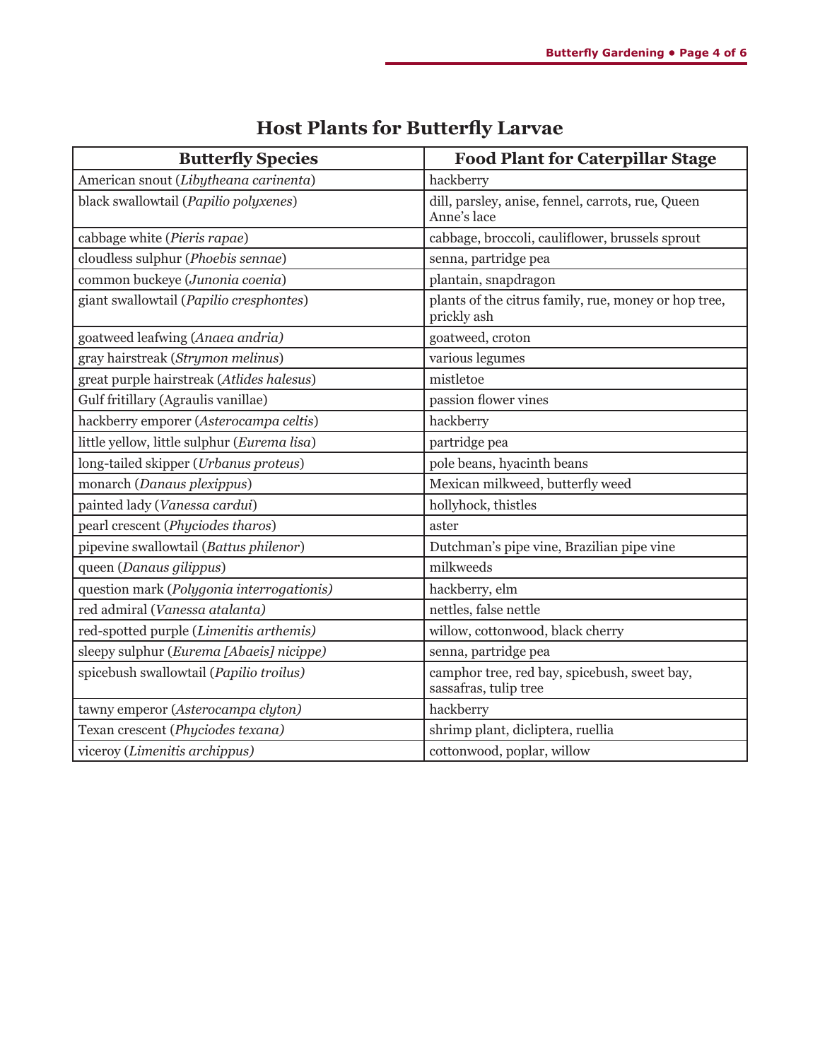## Host Plants for Butterfly Larvae

| Butterfly Species | Food Plant for Caterpillar Stage |
|---|---|
| American snout (*Libytheana carinenta*) | hackberry |
| black swallowtail (*Papilio polyxenes*) | dill, parsley, anise, fennel, carrots, rue, Queen Anne's lace |
| cabbage white (*Pieris rapae*) | cabbage, broccoli, cauliflower, brussels sprout |
| cloudless sulphur (*Phoebis sennae*) | senna, partridge pea |
| common buckeye (*Junonia coenia*) | plantain, snapdragon |
| giant swallowtail (*Papilio cresphontes*) | plants of the citrus family, rue, money or hop tree, prickly ash |
| goatweed leafwing (*Anaea andria)* | goatweed, croton |
| gray hairstreak (*Strymon melinus*) | various legumes |
| great purple hairstreak (*Atlides halesus*) | mistletoe |
| Gulf fritillary (Agraulis vanillae) | passion flower vines |
| hackberry emporer (*Asterocampa celtis*) | hackberry |
| little yellow, little sulphur (*Eurema lisa*) | partridge pea |
| long-tailed skipper (*Urbanus proteus*) | pole beans, hyacinth beans |
| monarch (*Danaus plexippus*) | Mexican milkweed, butterfly weed |
| painted lady (*Vanessa cardui*) | hollyhock, thistles |
| pearl crescent (*Phyciodes tharos*) | aster |
| pipevine swallowtail (*Battus philenor*) | Dutchman's pipe vine, Brazilian pipe vine |
| queen (*Danaus gilippus*) | milkweeds |
| question mark (*Polygonia interrogationis)* | hackberry, elm |
| red admiral (*Vanessa atalanta)* | nettles, false nettle |
| red-spotted purple (*Limenitis arthemis)* | willow, cottonwood, black cherry |
| sleepy sulphur (*Eurema [Abaeis] nicippe)* | senna, partridge pea |
| spicebush swallowtail (*Papilio troilus)* | camphor tree, red bay, spicebush, sweet bay, sassafras, tulip tree |
| tawny emperor (*Asterocampa clyton)* | hackberry |
| Texan crescent (*Phyciodes texana)* | shrimp plant, dicliptera, ruellia |
| viceroy (*Limenitis archippus)* | cottonwood, poplar, willow |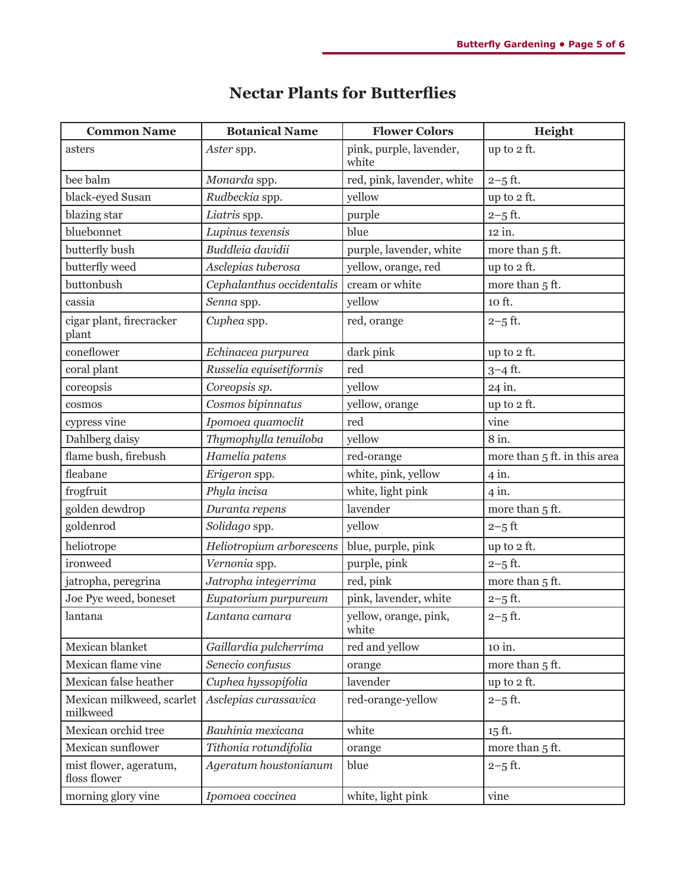# Nectar Plants for Butterflies

| Common Name | Botanical Name | Flower Colors | Height |
|---|---|---|---|
| asters | *Aster* spp. | pink, purple, lavender, white | up to 2 ft. |
| bee balm | *Monarda* spp. | red, pink, lavender, white | 2–5 ft. |
| black-eyed Susan | *Rudbeckia* spp. | yellow | up to 2 ft. |
| blazing star | *Liatris* spp. | purple | 2–5 ft. |
| bluebonnet | *Lupinus texensis* | blue | 12 in. |
| butterfly bush | *Buddleia davidii* | purple, lavender, white | more than 5 ft. |
| butterfly weed | *Asclepias tuberosa* | yellow, orange, red | up to 2 ft. |
| buttonbush | *Cephalanthus occidentalis* | cream or white | more than 5 ft. |
| cassia | *Senna* spp. | yellow | 10 ft. |
| cigar plant, firecracker plant | *Cuphea* spp. | red, orange | 2–5 ft. |
| coneflower | *Echinacea purpurea* | dark pink | up to 2 ft. |
| coral plant | *Russelia equisetiformis* | red | 3–4 ft. |
| coreopsis | *Coreopsis sp.* | yellow | 24 in. |
| cosmos | *Cosmos bipinnatus* | yellow, orange | up to 2 ft. |
| cypress vine | *Ipomoea quamoclit* | red | vine |
| Dahlberg daisy | *Thymophylla tenuiloba* | yellow | 8 in. |
| flame bush, firebush | *Hamelia patens* | red-orange | more than 5 ft. in this area |
| fleabane | *Erigeron* spp. | white, pink, yellow | 4 in. |
| frogfruit | *Phyla incisa* | white, light pink | 4 in. |
| golden dewdrop | *Duranta repens* | lavender | more than 5 ft. |
| goldenrod | *Solidago* spp. | yellow | 2–5 ft |
| heliotrope | *Heliotropium arborescens* | blue, purple, pink | up to 2 ft. |
| ironweed | *Vernonia* spp. | purple, pink | 2–5 ft. |
| jatropha, peregrina | *Jatropha integerrima* | red, pink | more than 5 ft. |
| Joe Pye weed, boneset | *Eupatorium purpureum* | pink, lavender, white | 2–5 ft. |
| lantana | *Lantana camara* | yellow, orange, pink, white | 2–5 ft. |
| Mexican blanket | *Gaillardia pulcherrima* | red and yellow | 10 in. |
| Mexican flame vine | *Senecio confusus* | orange | more than 5 ft. |
| Mexican false heather | *Cuphea hyssopifolia* | lavender | up to 2 ft. |
| Mexican milkweed, scarlet milkweed | *Asclepias curassavica* | red-orange-yellow | 2–5 ft. |
| Mexican orchid tree | *Bauhinia mexicana* | white | 15 ft. |
| Mexican sunflower | *Tithonia rotundifolia* | orange | more than 5 ft. |
| mist flower, ageratum, floss flower | *Ageratum houstonianum* | blue | 2–5 ft. |
| morning glory vine | *Ipomoea coccinea* | white, light pink | vine |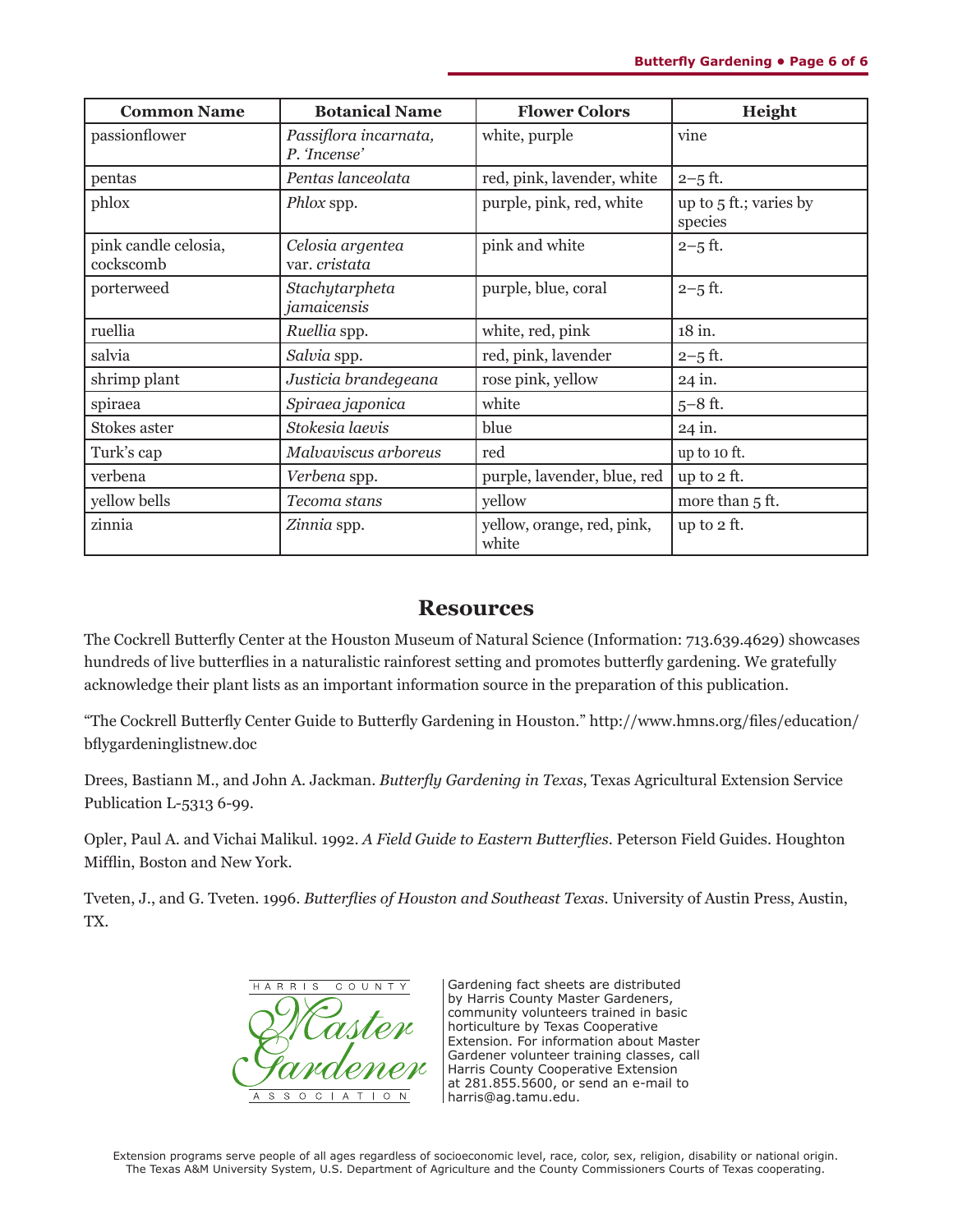| Common Name | Botanical Name | Flower Colors | Height |
| --- | --- | --- | --- |
| passionflower | *Passiflora incarnata, P. 'Incense'* | white, purple | vine |
| pentas | *Pentas lanceolata* | red, pink, lavender, white | 2–5 ft. |
| phlox | *Phlox* spp. | purple, pink, red, white | up to 5 ft.; varies by species |
| pink candle celosia, cockscomb | *Celosia argentea* var. *cristata* | pink and white | 2–5 ft. |
| porterweed | *Stachytarpheta jamaicensis* | purple, blue, coral | 2–5 ft. |
| ruellia | *Ruellia* spp. | white, red, pink | 18 in. |
| salvia | *Salvia* spp. | red, pink, lavender | 2–5 ft. |
| shrimp plant | *Justicia brandegeana* | rose pink, yellow | 24 in. |
| spiraea | *Spiraea japonica* | white | 5–8 ft. |
| Stokes aster | *Stokesia laevis* | blue | 24 in. |
| Turk's cap | *Malvaviscus arboreus* | red | up to 10 ft. |
| verbena | *Verbena* spp. | purple, lavender, blue, red | up to 2 ft. |
| yellow bells | *Tecoma stans* | yellow | more than 5 ft. |
| zinnia | *Zinnia* spp. | yellow, orange, red, pink, white | up to 2 ft. |

## Resources

The Cockrell Butterfly Center at the Houston Museum of Natural Science (Information: 713.639.4629) showcases hundreds of live butterflies in a naturalistic rainforest setting and promotes butterfly gardening. We gratefully acknowledge their plant lists as an important information source in the preparation of this publication.

"The Cockrell Butterfly Center Guide to Butterfly Gardening in Houston." http://www.hmns.org/files/education/bflygardeninglistnew.doc

Drees, Bastiann M., and John A. Jackman. *Butterfly Gardening in Texas*, Texas Agricultural Extension Service Publication L-5313 6-99.

Opler, Paul A. and Vichai Malikul. 1992. *A Field Guide to Eastern Butterflies.* Peterson Field Guides. Houghton Mifflin, Boston and New York.

Tveten, J., and G. Tveten. 1996. *Butterflies of Houston and Southeast Texas*. University of Austin Press, Austin, TX.

HARRIS COUNTY Master Gardener ASSOCIATION

Gardening fact sheets are distributed by Harris County Master Gardeners, community volunteers trained in basic horticulture by Texas Cooperative Extension. For information about Master Gardener volunteer training classes, call Harris County Cooperative Extension at 281.855.5600, or send an e-mail to harris@ag.tamu.edu.

Extension programs serve people of all ages regardless of socioeconomic level, race, color, sex, religion, disability or national origin. The Texas A&M University System, U.S. Department of Agriculture and the County Commissioners Courts of Texas cooperating.